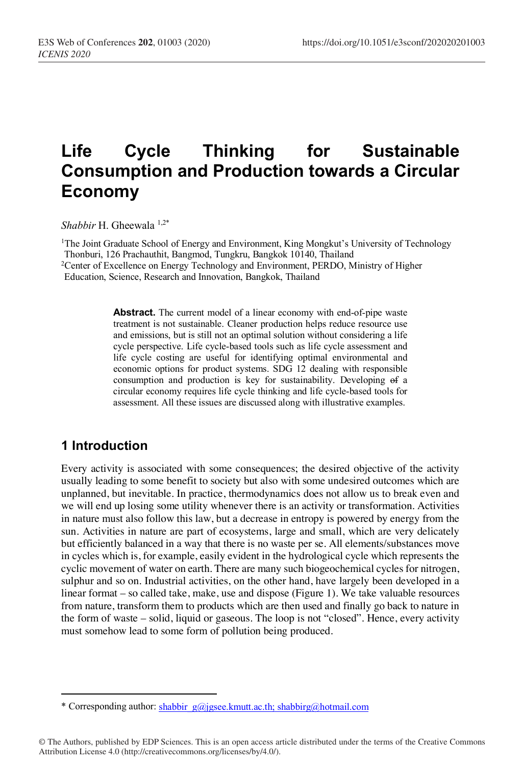# Life Cycle Thinking for Sustainable Consumption and Production towards a Circular Economy

*Shabbir* H. Gheewala [1,2*]

[1]The Joint Graduate School of Energy and Environment, King Mongkut's University of Technology Thonburi, 126 Prachauthit, Bangmod, Tungkru, Bangkok 10140, Thailand

[2]Center of Excellence on Energy Technology and Environment, PERDO, Ministry of Higher Education, Science, Research and Innovation, Bangkok, Thailand

**Abstract.** The current model of a linear economy with end-of-pipe waste treatment is not sustainable. Cleaner production helps reduce resource use and emissions, but is still not an optimal solution without considering a life cycle perspective. Life cycle-based tools such as life cycle assessment and life cycle costing are useful for identifying optimal environmental and economic options for product systems. SDG 12 dealing with responsible consumption and production is key for sustainability. Developing ~~of~~ a circular economy requires life cycle thinking and life cycle-based tools for assessment. All these issues are discussed along with illustrative examples.

## 1 Introduction

Every activity is associated with some consequences; the desired objective of the activity usually leading to some benefit to society but also with some undesired outcomes which are unplanned, but inevitable. In practice, thermodynamics does not allow us to break even and we will end up losing some utility whenever there is an activity or transformation. Activities in nature must also follow this law, but a decrease in entropy is powered by energy from the sun. Activities in nature are part of ecosystems, large and small, which are very delicately but efficiently balanced in a way that there is no waste per se. All elements/substances move in cycles which is, for example, easily evident in the hydrological cycle which represents the cyclic movement of water on earth. There are many such biogeochemical cycles for nitrogen, sulphur and so on. Industrial activities, on the other hand, have largely been developed in a linear format – so called take, make, use and dispose (Figure 1). We take valuable resources from nature, transform them to products which are then used and finally go back to nature in the form of waste – solid, liquid or gaseous. The loop is not "closed". Hence, every activity must somehow lead to some form of pollution being produced.

---

* Corresponding author: shabbir_g@jgsee.kmutt.ac.th; shabbirg@hotmail.com

© The Authors, published by EDP Sciences. This is an open access article distributed under the terms of the Creative Commons Attribution License 4.0 (http://creativecommons.org/licenses/by/4.0/).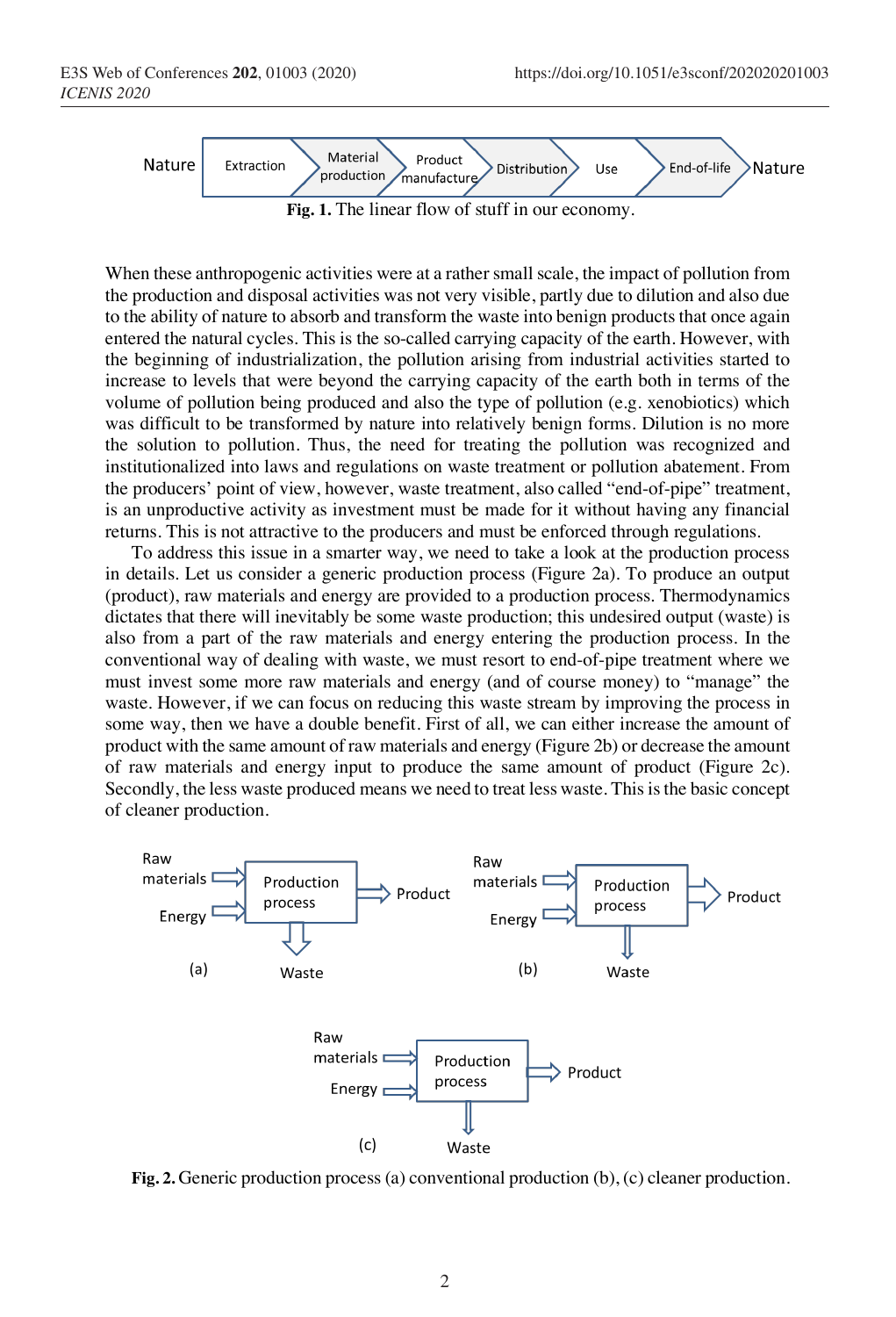Nature | Extraction | Material production | Product manufacture | Distribution | Use | End-of-life | Nature

**Fig. 1.** The linear flow of stuff in our economy.

When these anthropogenic activities were at a rather small scale, the impact of pollution from the production and disposal activities was not very visible, partly due to dilution and also due to the ability of nature to absorb and transform the waste into benign products that once again entered the natural cycles. This is the so-called carrying capacity of the earth. However, with the beginning of industrialization, the pollution arising from industrial activities started to increase to levels that were beyond the carrying capacity of the earth both in terms of the volume of pollution being produced and also the type of pollution (e.g. xenobiotics) which was difficult to be transformed by nature into relatively benign forms. Dilution is no more the solution to pollution. Thus, the need for treating the pollution was recognized and institutionalized into laws and regulations on waste treatment or pollution abatement. From the producers' point of view, however, waste treatment, also called "end-of-pipe" treatment, is an unproductive activity as investment must be made for it without having any financial returns. This is not attractive to the producers and must be enforced through regulations.

To address this issue in a smarter way, we need to take a look at the production process in details. Let us consider a generic production process (Figure 2a). To produce an output (product), raw materials and energy are provided to a production process. Thermodynamics dictates that there will inevitably be some waste production; this undesired output (waste) is also from a part of the raw materials and energy entering the production process. In the conventional way of dealing with waste, we must resort to end-of-pipe treatment where we must invest some more raw materials and energy (and of course money) to "manage" the waste. However, if we can focus on reducing this waste stream by improving the process in some way, then we have a double benefit. First of all, we can either increase the amount of product with the same amount of raw materials and energy (Figure 2b) or decrease the amount of raw materials and energy input to produce the same amount of product (Figure 2c). Secondly, the less waste produced means we need to treat less waste. This is the basic concept of cleaner production.

Raw materials
Energy
Production process
Product
Waste
(a)

Raw materials
Energy
Production process
Product
Waste
(b)

Raw materials
Energy
Production process
Product
Waste
(c)

**Fig. 2.** Generic production process (a) conventional production (b), (c) cleaner production.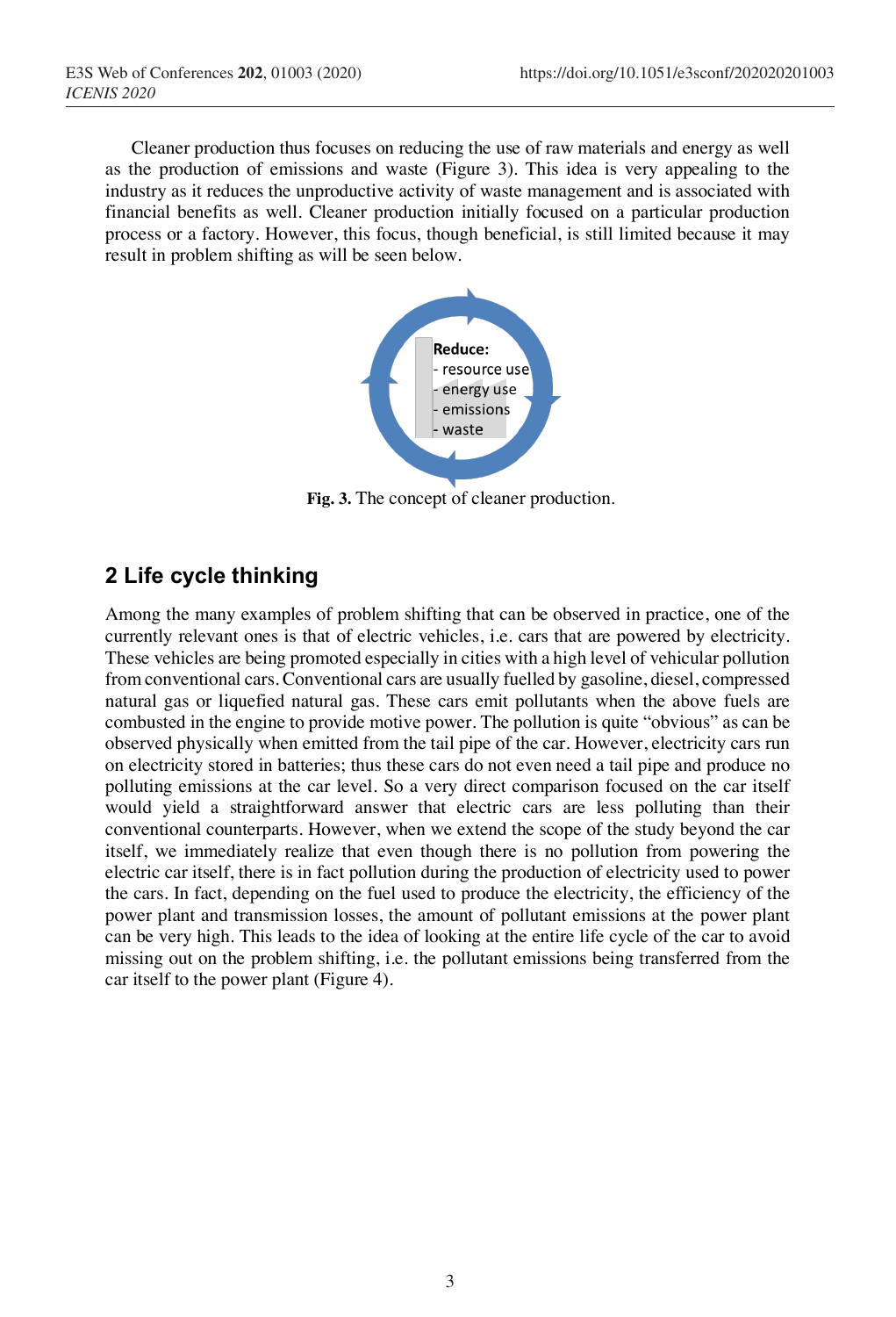Cleaner production thus focuses on reducing the use of raw materials and energy as well as the production of emissions and waste (Figure 3). This idea is very appealing to the industry as it reduces the unproductive activity of waste management and is associated with financial benefits as well. Cleaner production initially focused on a particular production process or a factory. However, this focus, though beneficial, is still limited because it may result in problem shifting as will be seen below.

**Reduce:**
- resource use
- energy use
- emissions
- waste

**Fig. 3.** The concept of cleaner production.

## 2 Life cycle thinking

Among the many examples of problem shifting that can be observed in practice, one of the currently relevant ones is that of electric vehicles, i.e. cars that are powered by electricity. These vehicles are being promoted especially in cities with a high level of vehicular pollution from conventional cars. Conventional cars are usually fuelled by gasoline, diesel, compressed natural gas or liquefied natural gas. These cars emit pollutants when the above fuels are combusted in the engine to provide motive power. The pollution is quite "obvious" as can be observed physically when emitted from the tail pipe of the car. However, electricity cars run on electricity stored in batteries; thus these cars do not even need a tail pipe and produce no polluting emissions at the car level. So a very direct comparison focused on the car itself would yield a straightforward answer that electric cars are less polluting than their conventional counterparts. However, when we extend the scope of the study beyond the car itself, we immediately realize that even though there is no pollution from powering the electric car itself, there is in fact pollution during the production of electricity used to power the cars. In fact, depending on the fuel used to produce the electricity, the efficiency of the power plant and transmission losses, the amount of pollutant emissions at the power plant can be very high. This leads to the idea of looking at the entire life cycle of the car to avoid missing out on the problem shifting, i.e. the pollutant emissions being transferred from the car itself to the power plant (Figure 4).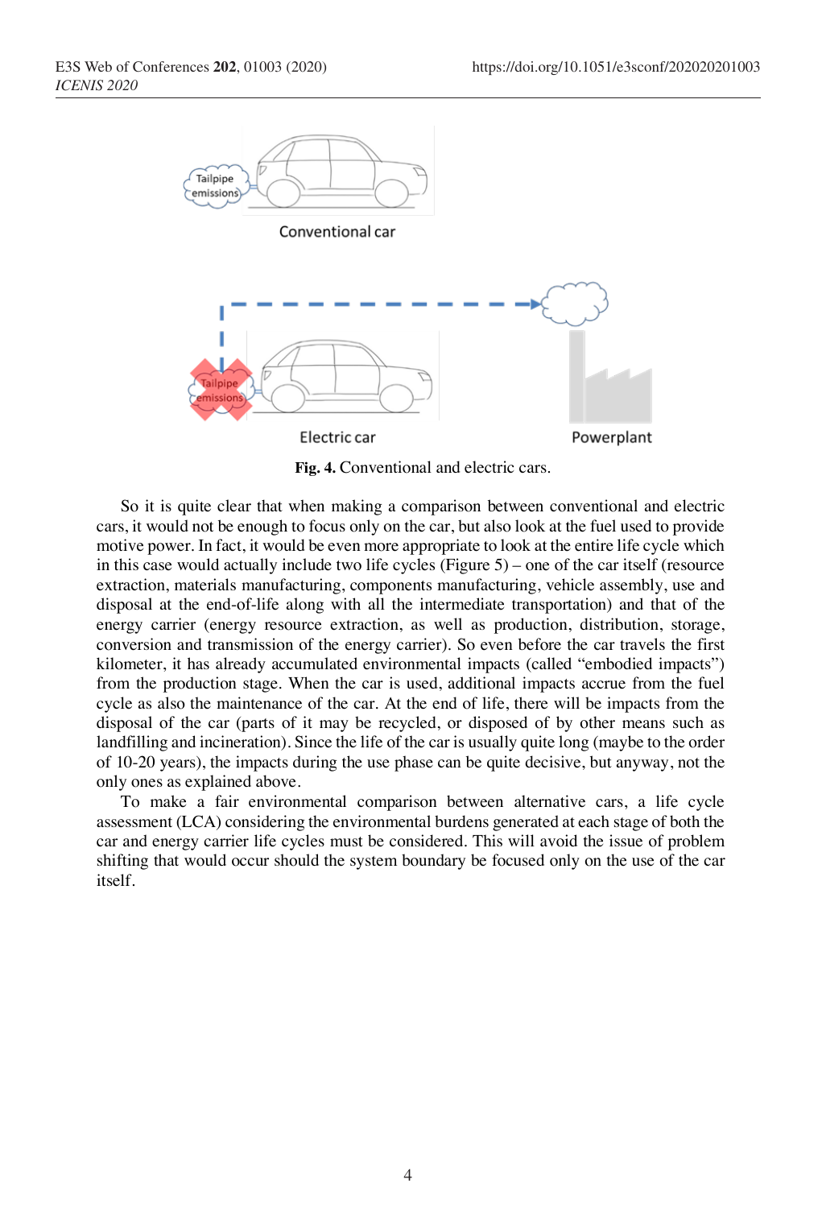**Fig. 4.** Conventional and electric cars.

So it is quite clear that when making a comparison between conventional and electric cars, it would not be enough to focus only on the car, but also look at the fuel used to provide motive power. In fact, it would be even more appropriate to look at the entire life cycle which in this case would actually include two life cycles (Figure 5) – one of the car itself (resource extraction, materials manufacturing, components manufacturing, vehicle assembly, use and disposal at the end-of-life along with all the intermediate transportation) and that of the energy carrier (energy resource extraction, as well as production, distribution, storage, conversion and transmission of the energy carrier). So even before the car travels the first kilometer, it has already accumulated environmental impacts (called "embodied impacts") from the production stage. When the car is used, additional impacts accrue from the fuel cycle as also the maintenance of the car. At the end of life, there will be impacts from the disposal of the car (parts of it may be recycled, or disposed of by other means such as landfilling and incineration). Since the life of the car is usually quite long (maybe to the order of 10-20 years), the impacts during the use phase can be quite decisive, but anyway, not the only ones as explained above.

To make a fair environmental comparison between alternative cars, a life cycle assessment (LCA) considering the environmental burdens generated at each stage of both the car and energy carrier life cycles must be considered. This will avoid the issue of problem shifting that would occur should the system boundary be focused only on the use of the car itself.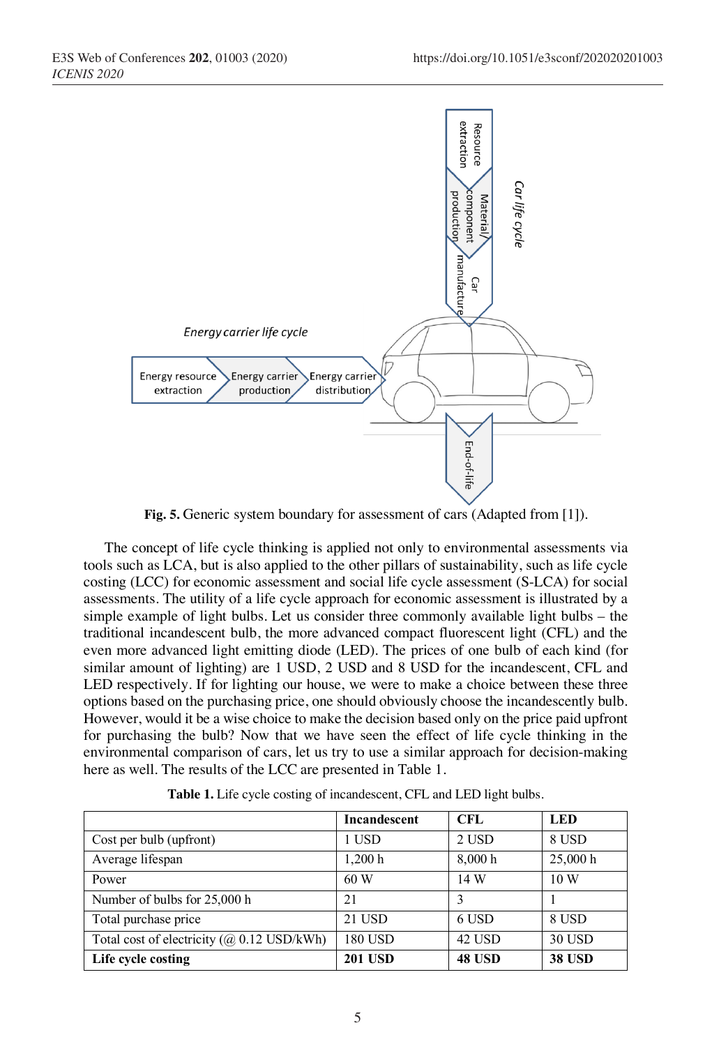Fig. 5. Generic system boundary for assessment of cars (Adapted from [1]).

The concept of life cycle thinking is applied not only to environmental assessments via tools such as LCA, but is also applied to the other pillars of sustainability, such as life cycle costing (LCC) for economic assessment and social life cycle assessment (S-LCA) for social assessments. The utility of a life cycle approach for economic assessment is illustrated by a simple example of light bulbs. Let us consider three commonly available light bulbs – the traditional incandescent bulb, the more advanced compact fluorescent light (CFL) and the even more advanced light emitting diode (LED). The prices of one bulb of each kind (for similar amount of lighting) are 1 USD, 2 USD and 8 USD for the incandescent, CFL and LED respectively. If for lighting our house, we were to make a choice between these three options based on the purchasing price, one should obviously choose the incandescently bulb. However, would it be a wise choice to make the decision based only on the price paid upfront for purchasing the bulb? Now that we have seen the effect of life cycle thinking in the environmental comparison of cars, let us try to use a similar approach for decision-making here as well. The results of the LCC are presented in Table 1.

**Table 1.** Life cycle costing of incandescent, CFL and LED light bulbs.

| | **Incandescent** | **CFL** | **LED** |
|---|---|---|---|
| Cost per bulb (upfront) | 1 USD | 2 USD | 8 USD |
| Average lifespan | 1,200 h | 8,000 h | 25,000 h |
| Power | 60 W | 14 W | 10 W |
| Number of bulbs for 25,000 h | 21 | 3 | 1 |
| Total purchase price | 21 USD | 6 USD | 8 USD |
| Total cost of electricity (@ 0.12 USD/kWh) | 180 USD | 42 USD | 30 USD |
| **Life cycle costing** | **201 USD** | **48 USD** | **38 USD** |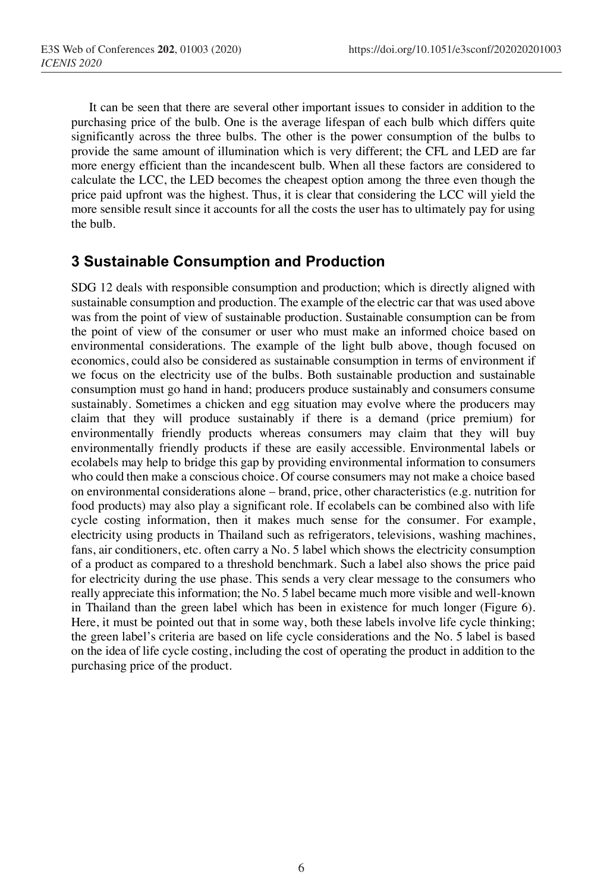It can be seen that there are several other important issues to consider in addition to the purchasing price of the bulb. One is the average lifespan of each bulb which differs quite significantly across the three bulbs. The other is the power consumption of the bulbs to provide the same amount of illumination which is very different; the CFL and LED are far more energy efficient than the incandescent bulb. When all these factors are considered to calculate the LCC, the LED becomes the cheapest option among the three even though the price paid upfront was the highest. Thus, it is clear that considering the LCC will yield the more sensible result since it accounts for all the costs the user has to ultimately pay for using the bulb.

## 3 Sustainable Consumption and Production

SDG 12 deals with responsible consumption and production; which is directly aligned with sustainable consumption and production. The example of the electric car that was used above was from the point of view of sustainable production. Sustainable consumption can be from the point of view of the consumer or user who must make an informed choice based on environmental considerations. The example of the light bulb above, though focused on economics, could also be considered as sustainable consumption in terms of environment if we focus on the electricity use of the bulbs. Both sustainable production and sustainable consumption must go hand in hand; producers produce sustainably and consumers consume sustainably. Sometimes a chicken and egg situation may evolve where the producers may claim that they will produce sustainably if there is a demand (price premium) for environmentally friendly products whereas consumers may claim that they will buy environmentally friendly products if these are easily accessible. Environmental labels or ecolabels may help to bridge this gap by providing environmental information to consumers who could then make a conscious choice. Of course consumers may not make a choice based on environmental considerations alone – brand, price, other characteristics (e.g. nutrition for food products) may also play a significant role. If ecolabels can be combined also with life cycle costing information, then it makes much sense for the consumer. For example, electricity using products in Thailand such as refrigerators, televisions, washing machines, fans, air conditioners, etc. often carry a No. 5 label which shows the electricity consumption of a product as compared to a threshold benchmark. Such a label also shows the price paid for electricity during the use phase. This sends a very clear message to the consumers who really appreciate this information; the No. 5 label became much more visible and well-known in Thailand than the green label which has been in existence for much longer (Figure 6). Here, it must be pointed out that in some way, both these labels involve life cycle thinking; the green label's criteria are based on life cycle considerations and the No. 5 label is based on the idea of life cycle costing, including the cost of operating the product in addition to the purchasing price of the product.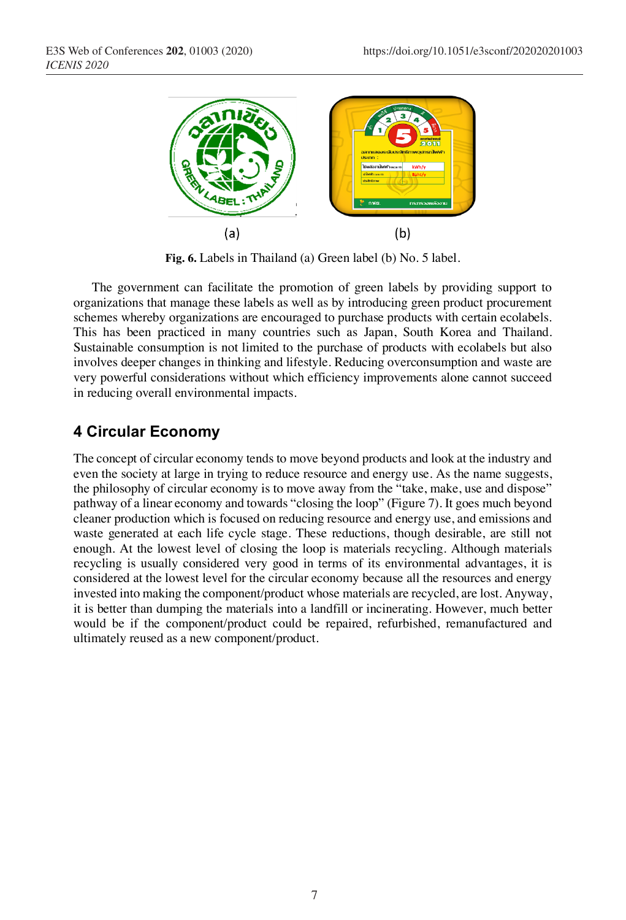Fig. 6. Labels in Thailand (a) Green label (b) No. 5 label.

The government can facilitate the promotion of green labels by providing support to organizations that manage these labels as well as by introducing green product procurement schemes whereby organizations are encouraged to purchase products with certain ecolabels. This has been practiced in many countries such as Japan, South Korea and Thailand. Sustainable consumption is not limited to the purchase of products with ecolabels but also involves deeper changes in thinking and lifestyle. Reducing overconsumption and waste are very powerful considerations without which efficiency improvements alone cannot succeed in reducing overall environmental impacts.

## 4 Circular Economy

The concept of circular economy tends to move beyond products and look at the industry and even the society at large in trying to reduce resource and energy use. As the name suggests, the philosophy of circular economy is to move away from the "take, make, use and dispose" pathway of a linear economy and towards "closing the loop" (Figure 7). It goes much beyond cleaner production which is focused on reducing resource and energy use, and emissions and waste generated at each life cycle stage. These reductions, though desirable, are still not enough. At the lowest level of closing the loop is materials recycling. Although materials recycling is usually considered very good in terms of its environmental advantages, it is considered at the lowest level for the circular economy because all the resources and energy invested into making the component/product whose materials are recycled, are lost. Anyway, it is better than dumping the materials into a landfill or incinerating. However, much better would be if the component/product could be repaired, refurbished, remanufactured and ultimately reused as a new component/product.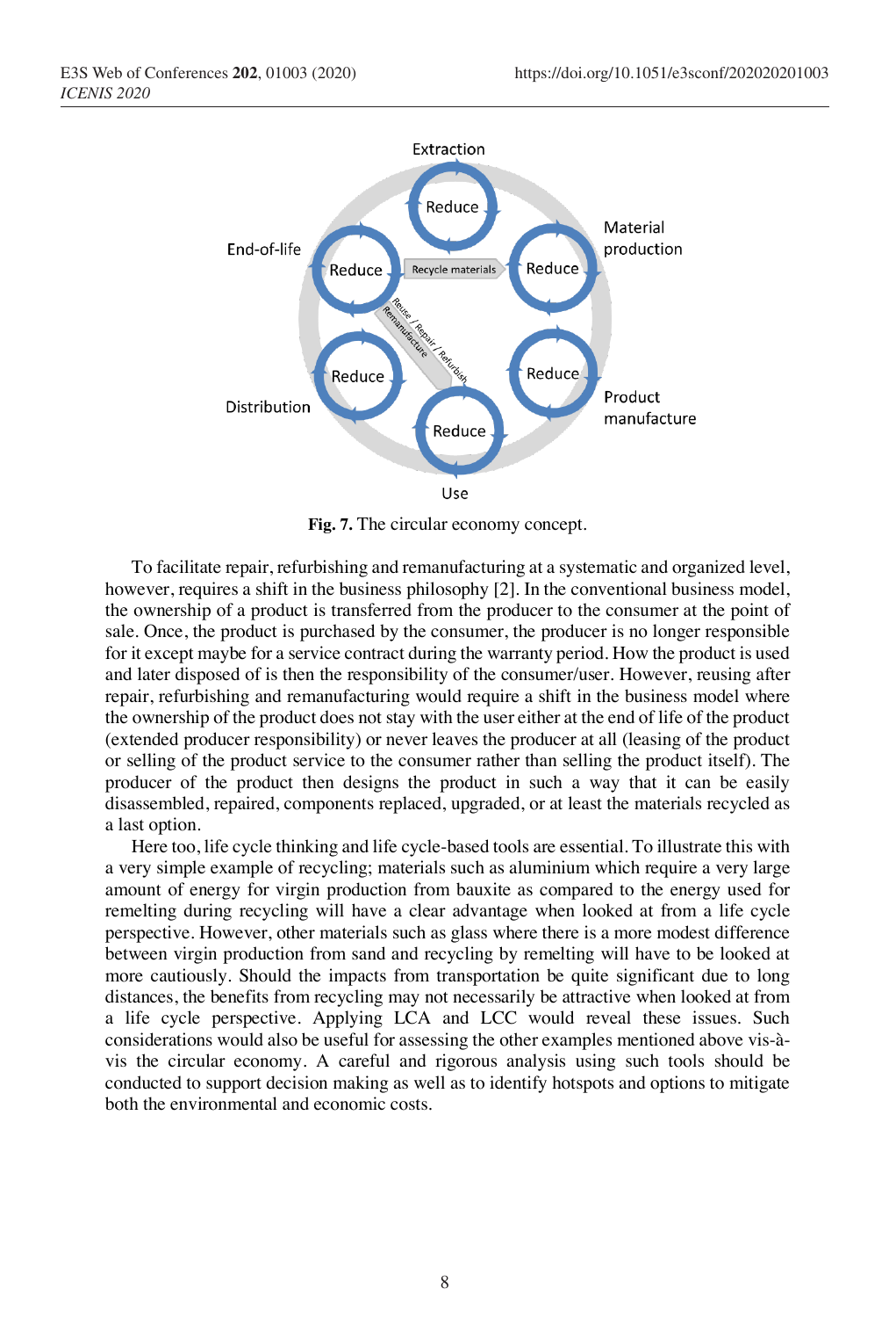Extraction

Reduce

Material production

Reduce

End-of-life

Reduce

Recycle materials

Reuse / Repair / Refurbish

Remanufacture

Reduce

Distribution

Reduce

Reduce

Product manufacture

Reduce

Use

**Fig. 7.** The circular economy concept.

To facilitate repair, refurbishing and remanufacturing at a systematic and organized level, however, requires a shift in the business philosophy [2]. In the conventional business model, the ownership of a product is transferred from the producer to the consumer at the point of sale. Once, the product is purchased by the consumer, the producer is no longer responsible for it except maybe for a service contract during the warranty period. How the product is used and later disposed of is then the responsibility of the consumer/user. However, reusing after repair, refurbishing and remanufacturing would require a shift in the business model where the ownership of the product does not stay with the user either at the end of life of the product (extended producer responsibility) or never leaves the producer at all (leasing of the product or selling of the product service to the consumer rather than selling the product itself). The producer of the product then designs the product in such a way that it can be easily disassembled, repaired, components replaced, upgraded, or at least the materials recycled as a last option.

Here too, life cycle thinking and life cycle-based tools are essential. To illustrate this with a very simple example of recycling; materials such as aluminium which require a very large amount of energy for virgin production from bauxite as compared to the energy used for remelting during recycling will have a clear advantage when looked at from a life cycle perspective. However, other materials such as glass where there is a more modest difference between virgin production from sand and recycling by remelting will have to be looked at more cautiously. Should the impacts from transportation be quite significant due to long distances, the benefits from recycling may not necessarily be attractive when looked at from a life cycle perspective. Applying LCA and LCC would reveal these issues. Such considerations would also be useful for assessing the other examples mentioned above vis-à-vis the circular economy. A careful and rigorous analysis using such tools should be conducted to support decision making as well as to identify hotspots and options to mitigate both the environmental and economic costs.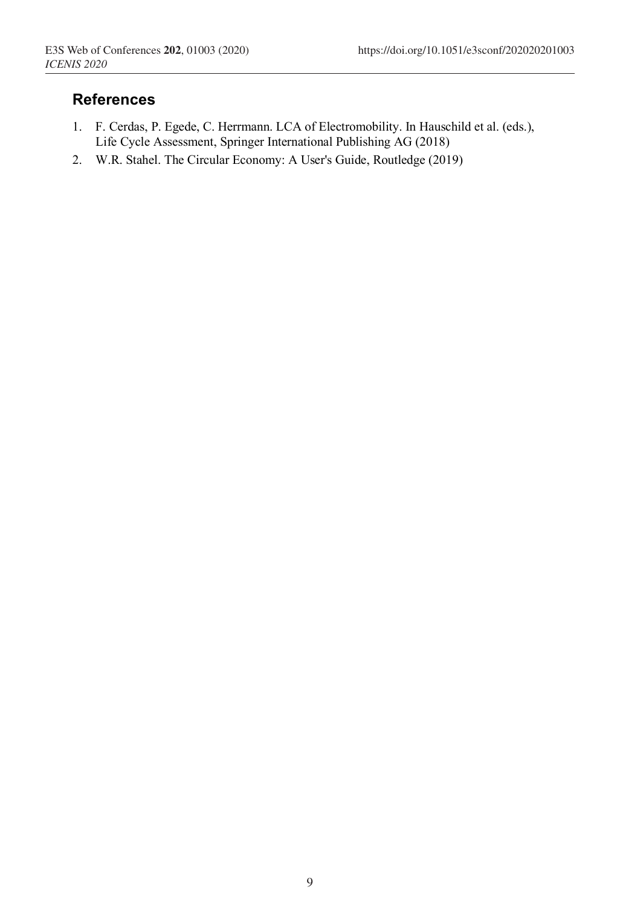## References

1. F. Cerdas, P. Egede, C. Herrmann. LCA of Electromobility. In Hauschild et al. (eds.), Life Cycle Assessment, Springer International Publishing AG (2018)
2. W.R. Stahel. The Circular Economy: A User's Guide, Routledge (2019)